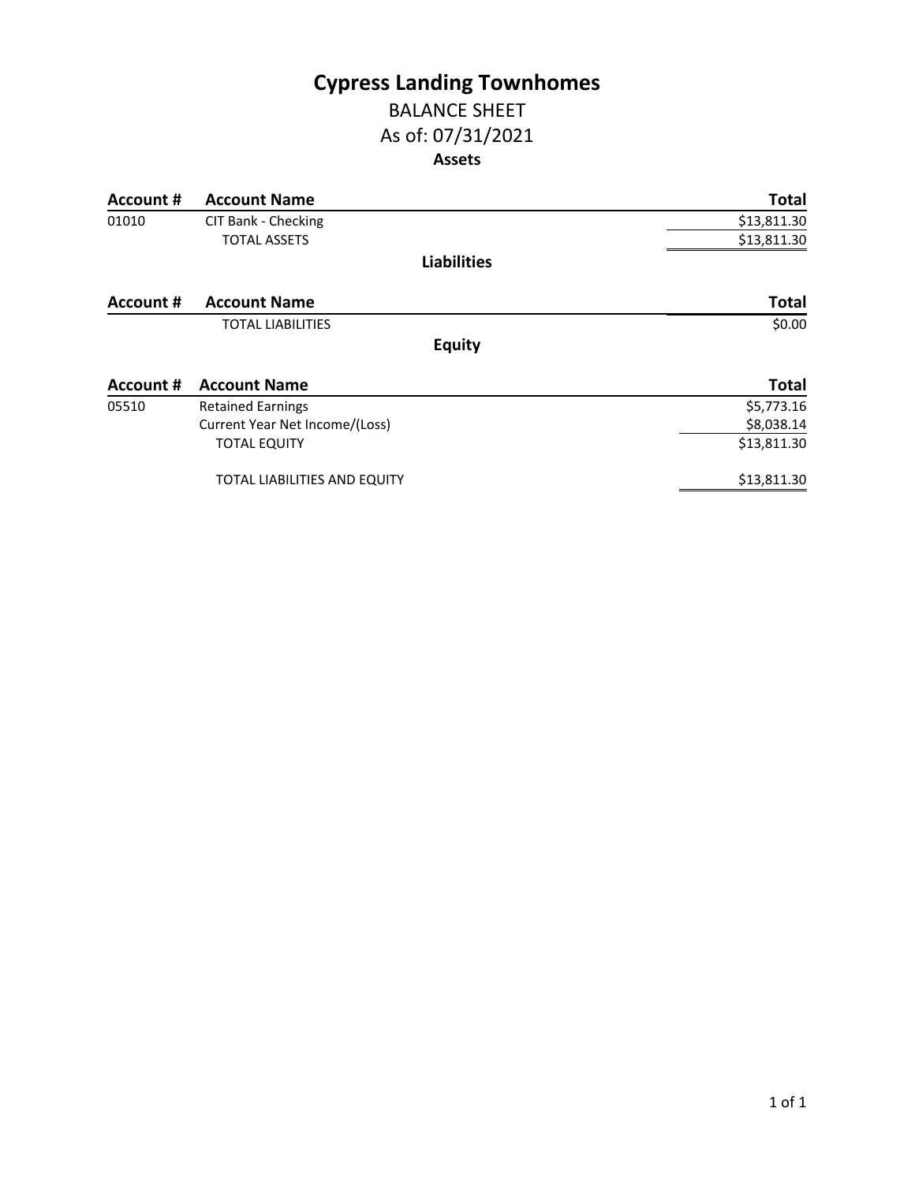# Cypress Landing Townhomes

## BALANCE SHEET

## As of: 07/31/2021

### Assets

| Account # | Account Name | Total |
|---|---|---|
| 01010 | CIT Bank - Checking | $13,811.30 |
| | TOTAL ASSETS | $13,811.30 |

### Liabilities

| Account # | Account Name | Total |
|---|---|---|
| | TOTAL LIABILITIES | $0.00 |

### Equity

| Account # | Account Name | Total |
|---|---|---|
| 05510 | Retained Earnings | $5,773.16 |
| | Current Year Net Income/(Loss) | $8,038.14 |
| | TOTAL EQUITY | $13,811.30 |
| | TOTAL LIABILITIES AND EQUITY | $13,811.30 |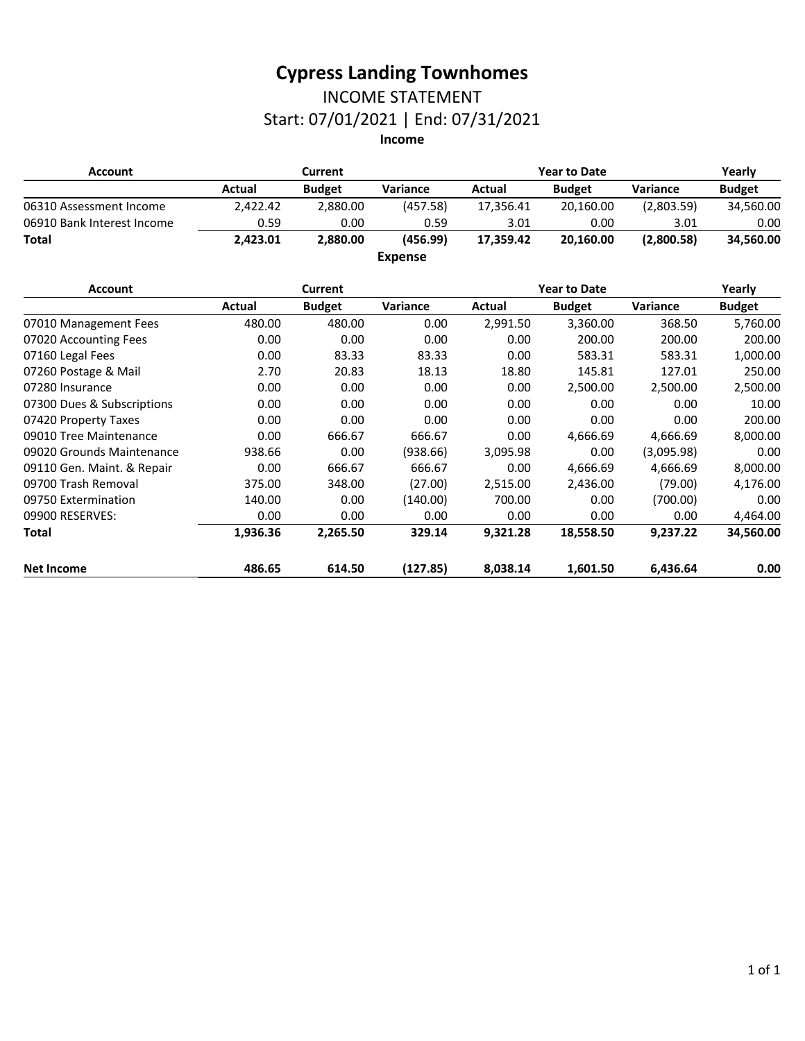# Cypress Landing Townhomes

## INCOME STATEMENT

## Start: 07/01/2021 | End: 07/31/2021

### Income

| Account | Current | | | Year to Date | | | Yearly |
|---|---|---|---|---|---|---|---|
| | Actual | Budget | Variance | Actual | Budget | Variance | Budget |
| 06310 Assessment Income | 2,422.42 | 2,880.00 | (457.58) | 17,356.41 | 20,160.00 | (2,803.59) | 34,560.00 |
| 06910 Bank Interest Income | 0.59 | 0.00 | 0.59 | 3.01 | 0.00 | 3.01 | 0.00 |
| **Total** | **2,423.01** | **2,880.00** | **(456.99)** | **17,359.42** | **20,160.00** | **(2,800.58)** | **34,560.00** |

### Expense

| Account | Current | | | Year to Date | | | Yearly |
|---|---|---|---|---|---|---|---|
| | Actual | Budget | Variance | Actual | Budget | Variance | Budget |
| 07010 Management Fees | 480.00 | 480.00 | 0.00 | 2,991.50 | 3,360.00 | 368.50 | 5,760.00 |
| 07020 Accounting Fees | 0.00 | 0.00 | 0.00 | 0.00 | 200.00 | 200.00 | 200.00 |
| 07160 Legal Fees | 0.00 | 83.33 | 83.33 | 0.00 | 583.31 | 583.31 | 1,000.00 |
| 07260 Postage & Mail | 2.70 | 20.83 | 18.13 | 18.80 | 145.81 | 127.01 | 250.00 |
| 07280 Insurance | 0.00 | 0.00 | 0.00 | 0.00 | 2,500.00 | 2,500.00 | 2,500.00 |
| 07300 Dues & Subscriptions | 0.00 | 0.00 | 0.00 | 0.00 | 0.00 | 0.00 | 10.00 |
| 07420 Property Taxes | 0.00 | 0.00 | 0.00 | 0.00 | 0.00 | 0.00 | 200.00 |
| 09010 Tree Maintenance | 0.00 | 666.67 | 666.67 | 0.00 | 4,666.69 | 4,666.69 | 8,000.00 |
| 09020 Grounds Maintenance | 938.66 | 0.00 | (938.66) | 3,095.98 | 0.00 | (3,095.98) | 0.00 |
| 09110 Gen. Maint. & Repair | 0.00 | 666.67 | 666.67 | 0.00 | 4,666.69 | 4,666.69 | 8,000.00 |
| 09700 Trash Removal | 375.00 | 348.00 | (27.00) | 2,515.00 | 2,436.00 | (79.00) | 4,176.00 |
| 09750 Extermination | 140.00 | 0.00 | (140.00) | 700.00 | 0.00 | (700.00) | 0.00 |
| 09900 RESERVES: | 0.00 | 0.00 | 0.00 | 0.00 | 0.00 | 0.00 | 4,464.00 |
| **Total** | **1,936.36** | **2,265.50** | **329.14** | **9,321.28** | **18,558.50** | **9,237.22** | **34,560.00** |
| | | | | | | | |
| **Net Income** | **486.65** | **614.50** | **(127.85)** | **8,038.14** | **1,601.50** | **6,436.64** | **0.00** |